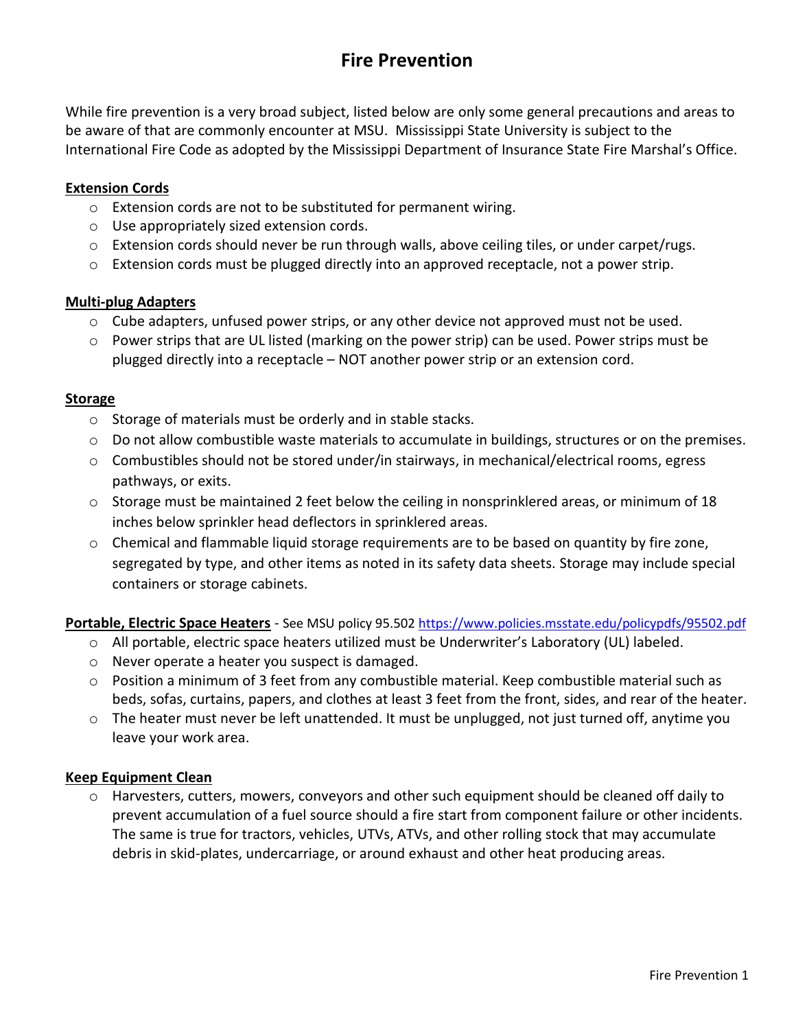# Fire Prevention

While fire prevention is a very broad subject, listed below are only some general precautions and areas to be aware of that are commonly encounter at MSU. Mississippi State University is subject to the International Fire Code as adopted by the Mississippi Department of Insurance State Fire Marshal's Office.

**Extension Cords**

- Extension cords are not to be substituted for permanent wiring.
- Use appropriately sized extension cords.
- Extension cords should never be run through walls, above ceiling tiles, or under carpet/rugs.
- Extension cords must be plugged directly into an approved receptacle, not a power strip.

**Multi-plug Adapters**

- Cube adapters, unfused power strips, or any other device not approved must not be used.
- Power strips that are UL listed (marking on the power strip) can be used. Power strips must be plugged directly into a receptacle – NOT another power strip or an extension cord.

**Storage**

- Storage of materials must be orderly and in stable stacks.
- Do not allow combustible waste materials to accumulate in buildings, structures or on the premises.
- Combustibles should not be stored under/in stairways, in mechanical/electrical rooms, egress pathways, or exits.
- Storage must be maintained 2 feet below the ceiling in nonsprinklered areas, or minimum of 18 inches below sprinkler head deflectors in sprinklered areas.
- Chemical and flammable liquid storage requirements are to be based on quantity by fire zone, segregated by type, and other items as noted in its safety data sheets. Storage may include special containers or storage cabinets.

**Portable, Electric Space Heaters** - See MSU policy 95.502 https://www.policies.msstate.edu/policypdfs/95502.pdf

- All portable, electric space heaters utilized must be Underwriter's Laboratory (UL) labeled.
- Never operate a heater you suspect is damaged.
- Position a minimum of 3 feet from any combustible material. Keep combustible material such as beds, sofas, curtains, papers, and clothes at least 3 feet from the front, sides, and rear of the heater.
- The heater must never be left unattended. It must be unplugged, not just turned off, anytime you leave your work area.

**Keep Equipment Clean**

- Harvesters, cutters, mowers, conveyors and other such equipment should be cleaned off daily to prevent accumulation of a fuel source should a fire start from component failure or other incidents. The same is true for tractors, vehicles, UTVs, ATVs, and other rolling stock that may accumulate debris in skid-plates, undercarriage, or around exhaust and other heat producing areas.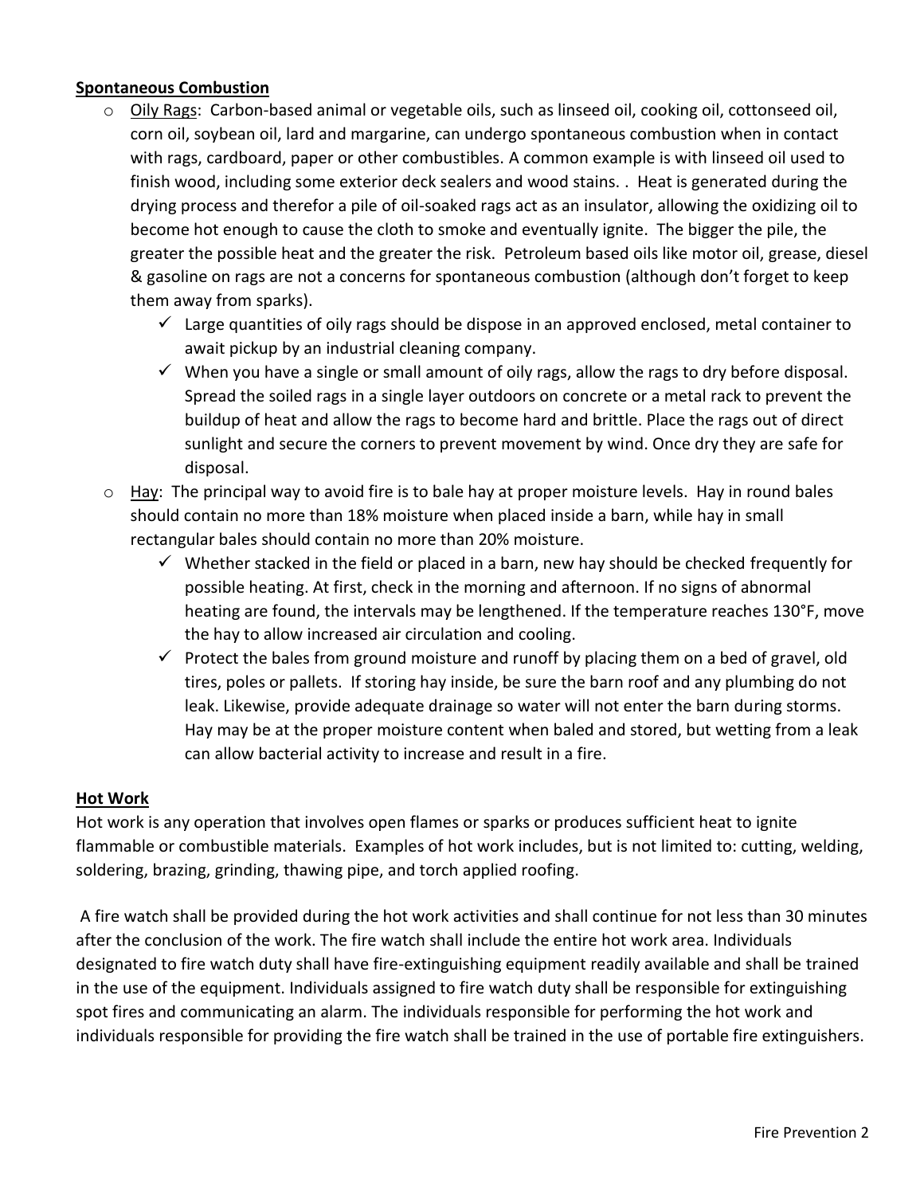**Spontaneous Combustion**

- Oily Rags: Carbon-based animal or vegetable oils, such as linseed oil, cooking oil, cottonseed oil, corn oil, soybean oil, lard and margarine, can undergo spontaneous combustion when in contact with rags, cardboard, paper or other combustibles. A common example is with linseed oil used to finish wood, including some exterior deck sealers and wood stains. . Heat is generated during the drying process and therefor a pile of oil-soaked rags act as an insulator, allowing the oxidizing oil to become hot enough to cause the cloth to smoke and eventually ignite. The bigger the pile, the greater the possible heat and the greater the risk. Petroleum based oils like motor oil, grease, diesel & gasoline on rags are not a concerns for spontaneous combustion (although don't forget to keep them away from sparks).
  - ✓ Large quantities of oily rags should be dispose in an approved enclosed, metal container to await pickup by an industrial cleaning company.
  - ✓ When you have a single or small amount of oily rags, allow the rags to dry before disposal. Spread the soiled rags in a single layer outdoors on concrete or a metal rack to prevent the buildup of heat and allow the rags to become hard and brittle. Place the rags out of direct sunlight and secure the corners to prevent movement by wind. Once dry they are safe for disposal.
- Hay: The principal way to avoid fire is to bale hay at proper moisture levels. Hay in round bales should contain no more than 18% moisture when placed inside a barn, while hay in small rectangular bales should contain no more than 20% moisture.
  - ✓ Whether stacked in the field or placed in a barn, new hay should be checked frequently for possible heating. At first, check in the morning and afternoon. If no signs of abnormal heating are found, the intervals may be lengthened. If the temperature reaches 130°F, move the hay to allow increased air circulation and cooling.
  - ✓ Protect the bales from ground moisture and runoff by placing them on a bed of gravel, old tires, poles or pallets. If storing hay inside, be sure the barn roof and any plumbing do not leak. Likewise, provide adequate drainage so water will not enter the barn during storms. Hay may be at the proper moisture content when baled and stored, but wetting from a leak can allow bacterial activity to increase and result in a fire.

**Hot Work**

Hot work is any operation that involves open flames or sparks or produces sufficient heat to ignite flammable or combustible materials. Examples of hot work includes, but is not limited to: cutting, welding, soldering, brazing, grinding, thawing pipe, and torch applied roofing.

A fire watch shall be provided during the hot work activities and shall continue for not less than 30 minutes after the conclusion of the work. The fire watch shall include the entire hot work area. Individuals designated to fire watch duty shall have fire-extinguishing equipment readily available and shall be trained in the use of the equipment. Individuals assigned to fire watch duty shall be responsible for extinguishing spot fires and communicating an alarm. The individuals responsible for performing the hot work and individuals responsible for providing the fire watch shall be trained in the use of portable fire extinguishers.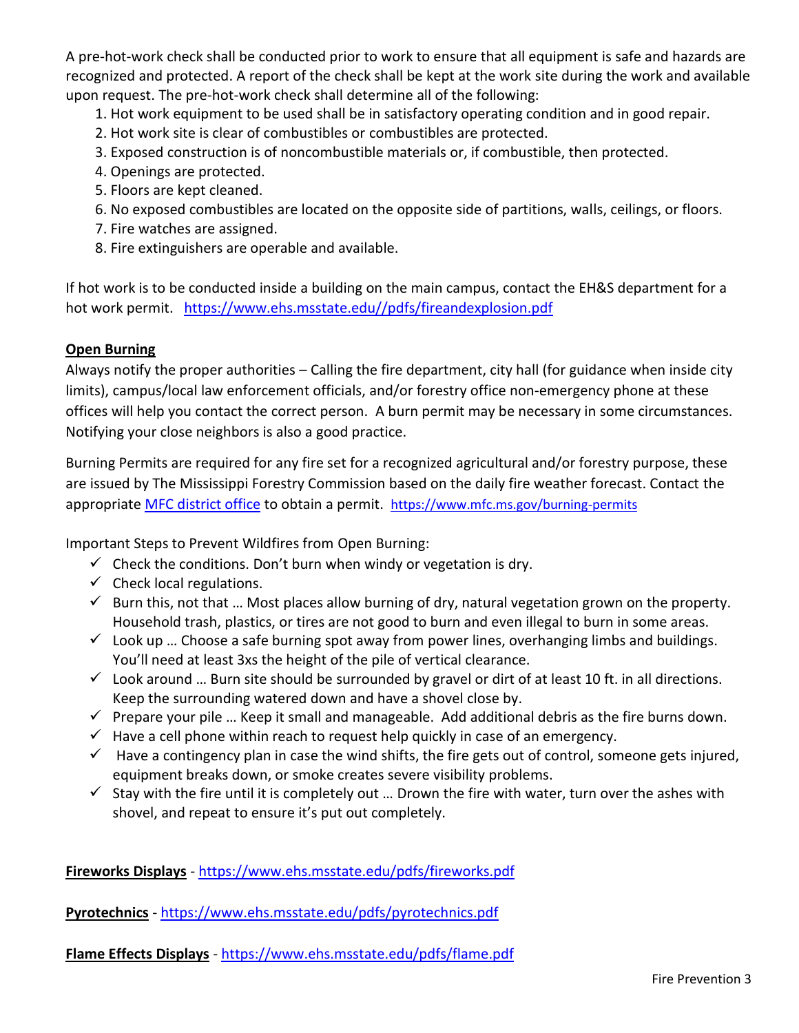A pre-hot-work check shall be conducted prior to work to ensure that all equipment is safe and hazards are recognized and protected. A report of the check shall be kept at the work site during the work and available upon request. The pre-hot-work check shall determine all of the following:

1. Hot work equipment to be used shall be in satisfactory operating condition and in good repair.
2. Hot work site is clear of combustibles or combustibles are protected.
3. Exposed construction is of noncombustible materials or, if combustible, then protected.
4. Openings are protected.
5. Floors are kept cleaned.
6. No exposed combustibles are located on the opposite side of partitions, walls, ceilings, or floors.
7. Fire watches are assigned.
8. Fire extinguishers are operable and available.

If hot work is to be conducted inside a building on the main campus, contact the EH&S department for a hot work permit. https://www.ehs.msstate.edu//pdfs/fireandexplosion.pdf

**Open Burning**

Always notify the proper authorities – Calling the fire department, city hall (for guidance when inside city limits), campus/local law enforcement officials, and/or forestry office non-emergency phone at these offices will help you contact the correct person. A burn permit may be necessary in some circumstances. Notifying your close neighbors is also a good practice.

Burning Permits are required for any fire set for a recognized agricultural and/or forestry purpose, these are issued by The Mississippi Forestry Commission based on the daily fire weather forecast. Contact the appropriate MFC district office to obtain a permit. https://www.mfc.ms.gov/burning-permits

Important Steps to Prevent Wildfires from Open Burning:

- ✓ Check the conditions. Don't burn when windy or vegetation is dry.
- ✓ Check local regulations.
- ✓ Burn this, not that … Most places allow burning of dry, natural vegetation grown on the property. Household trash, plastics, or tires are not good to burn and even illegal to burn in some areas.
- ✓ Look up … Choose a safe burning spot away from power lines, overhanging limbs and buildings. You'll need at least 3xs the height of the pile of vertical clearance.
- ✓ Look around … Burn site should be surrounded by gravel or dirt of at least 10 ft. in all directions. Keep the surrounding watered down and have a shovel close by.
- ✓ Prepare your pile … Keep it small and manageable. Add additional debris as the fire burns down.
- ✓ Have a cell phone within reach to request help quickly in case of an emergency.
- ✓ Have a contingency plan in case the wind shifts, the fire gets out of control, someone gets injured, equipment breaks down, or smoke creates severe visibility problems.
- ✓ Stay with the fire until it is completely out … Drown the fire with water, turn over the ashes with shovel, and repeat to ensure it's put out completely.

**Fireworks Displays** - https://www.ehs.msstate.edu/pdfs/fireworks.pdf

**Pyrotechnics** - https://www.ehs.msstate.edu/pdfs/pyrotechnics.pdf

**Flame Effects Displays** - https://www.ehs.msstate.edu/pdfs/flame.pdf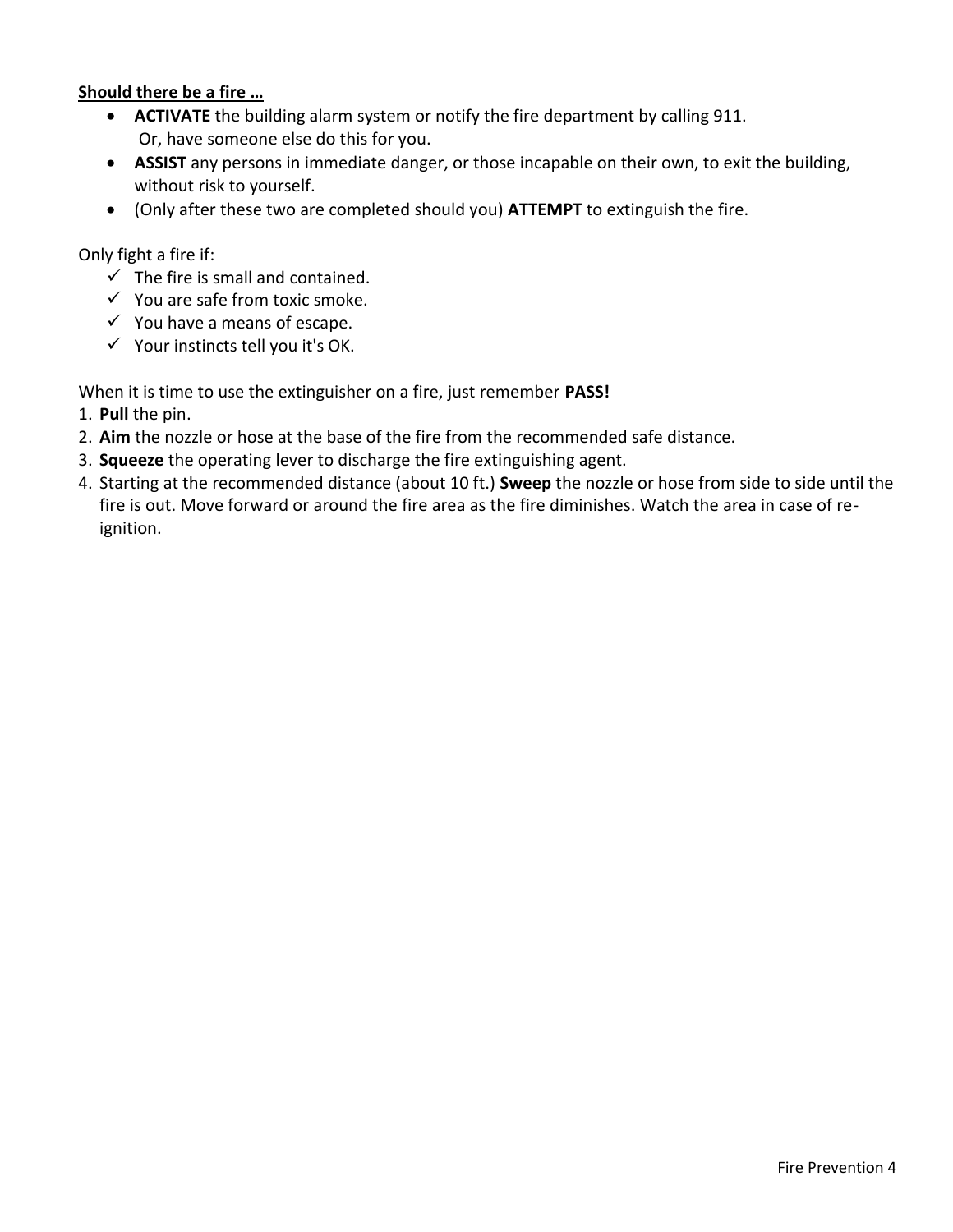**Should there be a fire …**

- **ACTIVATE** the building alarm system or notify the fire department by calling 911. Or, have someone else do this for you.
- **ASSIST** any persons in immediate danger, or those incapable on their own, to exit the building, without risk to yourself.
- (Only after these two are completed should you) **ATTEMPT** to extinguish the fire.

Only fight a fire if:

- ✓ The fire is small and contained.
- ✓ You are safe from toxic smoke.
- ✓ You have a means of escape.
- ✓ Your instincts tell you it's OK.

When it is time to use the extinguisher on a fire, just remember **PASS!**

1. **Pull** the pin.
2. **Aim** the nozzle or hose at the base of the fire from the recommended safe distance.
3. **Squeeze** the operating lever to discharge the fire extinguishing agent.
4. Starting at the recommended distance (about 10 ft.) **Sweep** the nozzle or hose from side to side until the fire is out. Move forward or around the fire area as the fire diminishes. Watch the area in case of re-ignition.